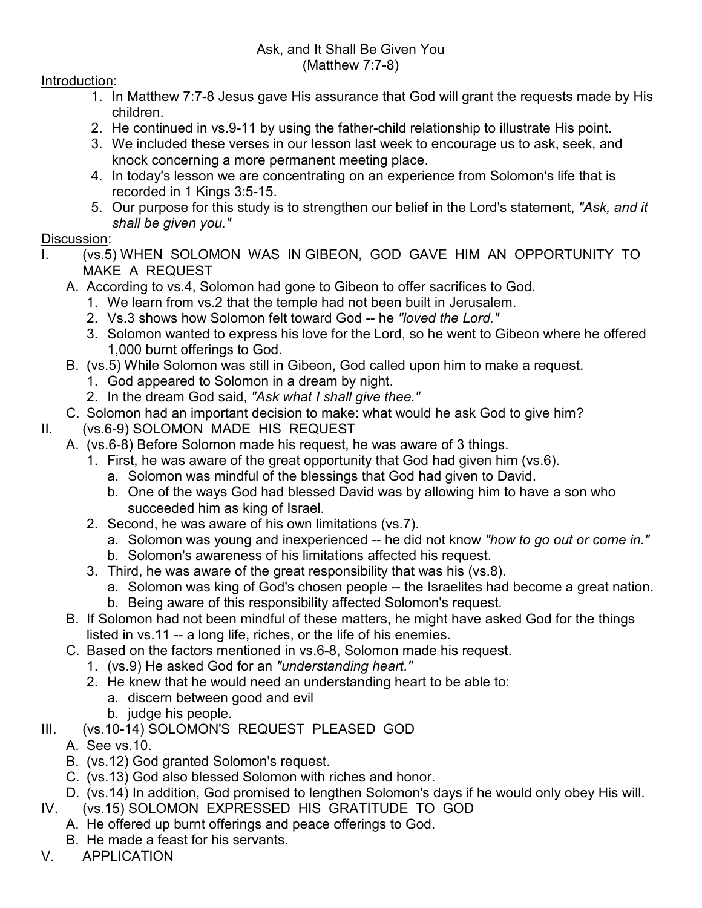# Ask, and It Shall Be Given You
(Matthew 7:7-8)

Introduction:

1. In Matthew 7:7-8 Jesus gave His assurance that God will grant the requests made by His children.
2. He continued in vs.9-11 by using the father-child relationship to illustrate His point.
3. We included these verses in our lesson last week to encourage us to ask, seek, and knock concerning a more permanent meeting place.
4. In today's lesson we are concentrating on an experience from Solomon's life that is recorded in 1 Kings 3:5-15.
5. Our purpose for this study is to strengthen our belief in the Lord's statement, *"Ask, and it shall be given you."*

Discussion:

I. (vs.5) WHEN SOLOMON WAS IN GIBEON, GOD GAVE HIM AN OPPORTUNITY TO MAKE A REQUEST
   - A. According to vs.4, Solomon had gone to Gibeon to offer sacrifices to God.
     1. We learn from vs.2 that the temple had not been built in Jerusalem.
     2. Vs.3 shows how Solomon felt toward God -- he *"loved the Lord."*
     3. Solomon wanted to express his love for the Lord, so he went to Gibeon where he offered 1,000 burnt offerings to God.
   - B. (vs.5) While Solomon was still in Gibeon, God called upon him to make a request.
     1. God appeared to Solomon in a dream by night.
     2. In the dream God said, *"Ask what I shall give thee."*
   - C. Solomon had an important decision to make: what would he ask God to give him?

II. (vs.6-9) SOLOMON MADE HIS REQUEST
   - A. (vs.6-8) Before Solomon made his request, he was aware of 3 things.
     1. First, he was aware of the great opportunity that God had given him (vs.6).
        - a. Solomon was mindful of the blessings that God had given to David.
        - b. One of the ways God had blessed David was by allowing him to have a son who succeeded him as king of Israel.
     2. Second, he was aware of his own limitations (vs.7).
        - a. Solomon was young and inexperienced -- he did not know *"how to go out or come in."*
        - b. Solomon's awareness of his limitations affected his request.
     3. Third, he was aware of the great responsibility that was his (vs.8).
        - a. Solomon was king of God's chosen people -- the Israelites had become a great nation.
        - b. Being aware of this responsibility affected Solomon's request.
   - B. If Solomon had not been mindful of these matters, he might have asked God for the things listed in vs.11 -- a long life, riches, or the life of his enemies.
   - C. Based on the factors mentioned in vs.6-8, Solomon made his request.
     1. (vs.9) He asked God for an *"understanding heart."*
     2. He knew that he would need an understanding heart to be able to:
        - a. discern between good and evil
        - b. judge his people.

III. (vs.10-14) SOLOMON'S REQUEST PLEASED GOD
   - A. See vs.10.
   - B. (vs.12) God granted Solomon's request.
   - C. (vs.13) God also blessed Solomon with riches and honor.
   - D. (vs.14) In addition, God promised to lengthen Solomon's days if he would only obey His will.

IV. (vs.15) SOLOMON EXPRESSED HIS GRATITUDE TO GOD
   - A. He offered up burnt offerings and peace offerings to God.
   - B. He made a feast for his servants.

V. APPLICATION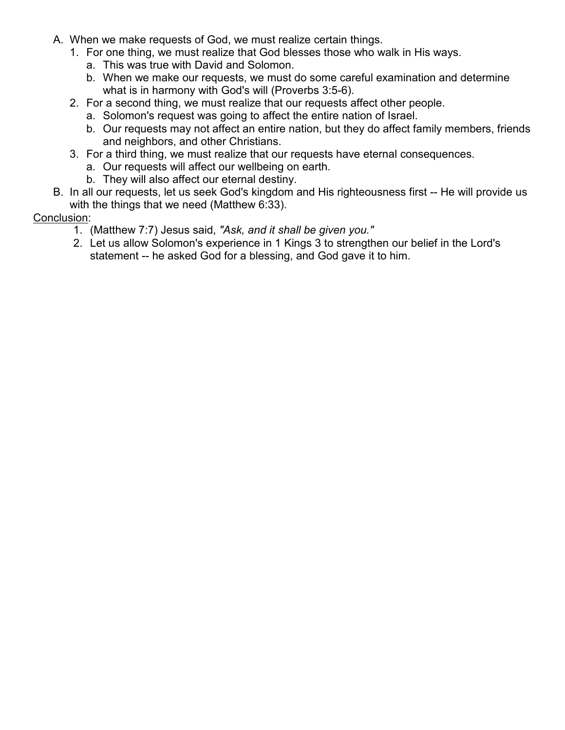A. When we make requests of God, we must realize certain things.
   1. For one thing, we must realize that God blesses those who walk in His ways.
      a. This was true with David and Solomon.
      b. When we make our requests, we must do some careful examination and determine what is in harmony with God's will (Proverbs 3:5-6).
   2. For a second thing, we must realize that our requests affect other people.
      a. Solomon's request was going to affect the entire nation of Israel.
      b. Our requests may not affect an entire nation, but they do affect family members, friends and neighbors, and other Christians.
   3. For a third thing, we must realize that our requests have eternal consequences.
      a. Our requests will affect our wellbeing on earth.
      b. They will also affect our eternal destiny.

B. In all our requests, let us seek God's kingdom and His righteousness first -- He will provide us with the things that we need (Matthew 6:33).

<u>Conclusion</u>:

1. (Matthew 7:7) Jesus said, *"Ask, and it shall be given you."*
2. Let us allow Solomon's experience in 1 Kings 3 to strengthen our belief in the Lord's statement -- he asked God for a blessing, and God gave it to him.